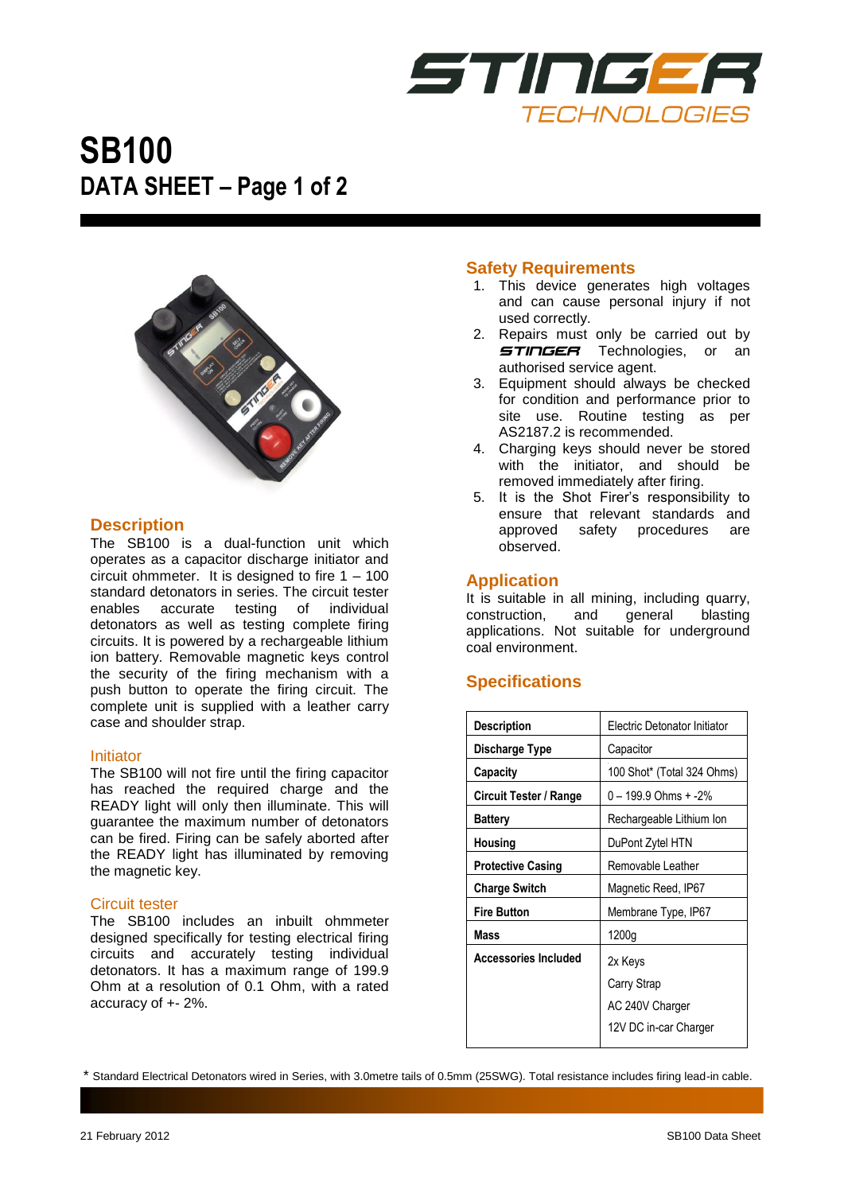STINGER TECHNOLOGIES

# SB100

## DATA SHEET – Page 1 of 2

### Description

The SB100 is a dual-function unit which operates as a capacitor discharge initiator and circuit ohmmeter. It is designed to fire 1 – 100 standard detonators in series. The circuit tester enables accurate testing of individual detonators as well as testing complete firing circuits. It is powered by a rechargeable lithium ion battery. Removable magnetic keys control the security of the firing mechanism with a push button to operate the firing circuit. The complete unit is supplied with a leather carry case and shoulder strap.

#### Initiator

The SB100 will not fire until the firing capacitor has reached the required charge and the READY light will only then illuminate. This will guarantee the maximum number of detonators can be fired. Firing can be safely aborted after the READY light has illuminated by removing the magnetic key.

#### Circuit tester

The SB100 includes an inbuilt ohmmeter designed specifically for testing electrical firing circuits and accurately testing individual detonators. It has a maximum range of 199.9 Ohm at a resolution of 0.1 Ohm, with a rated accuracy of +- 2%.

### Safety Requirements

1. This device generates high voltages and can cause personal injury if not used correctly.
2. Repairs must only be carried out by STINGER Technologies, or an authorised service agent.
3. Equipment should always be checked for condition and performance prior to site use. Routine testing as per AS2187.2 is recommended.
4. Charging keys should never be stored with the initiator, and should be removed immediately after firing.
5. It is the Shot Firer's responsibility to ensure that relevant standards and approved safety procedures are observed.

### Application

It is suitable in all mining, including quarry, construction, and general blasting applications. Not suitable for underground coal environment.

### Specifications

| | |
|---|---|
| **Description** | Electric Detonator Initiator |
| **Discharge Type** | Capacitor |
| **Capacity** | 100 Shot* (Total 324 Ohms) |
| **Circuit Tester / Range** | 0 – 199.9 Ohms + -2% |
| **Battery** | Rechargeable Lithium Ion |
| **Housing** | DuPont Zytel HTN |
| **Protective Casing** | Removable Leather |
| **Charge Switch** | Magnetic Reed, IP67 |
| **Fire Button** | Membrane Type, IP67 |
| **Mass** | 1200g |
| **Accessories Included** | 2x Keys<br>Carry Strap<br>AC 240V Charger<br>12V DC in-car Charger |

* Standard Electrical Detonators wired in Series, with 3.0metre tails of 0.5mm (25SWG). Total resistance includes firing lead-in cable.

21 February 2012 SB100 Data Sheet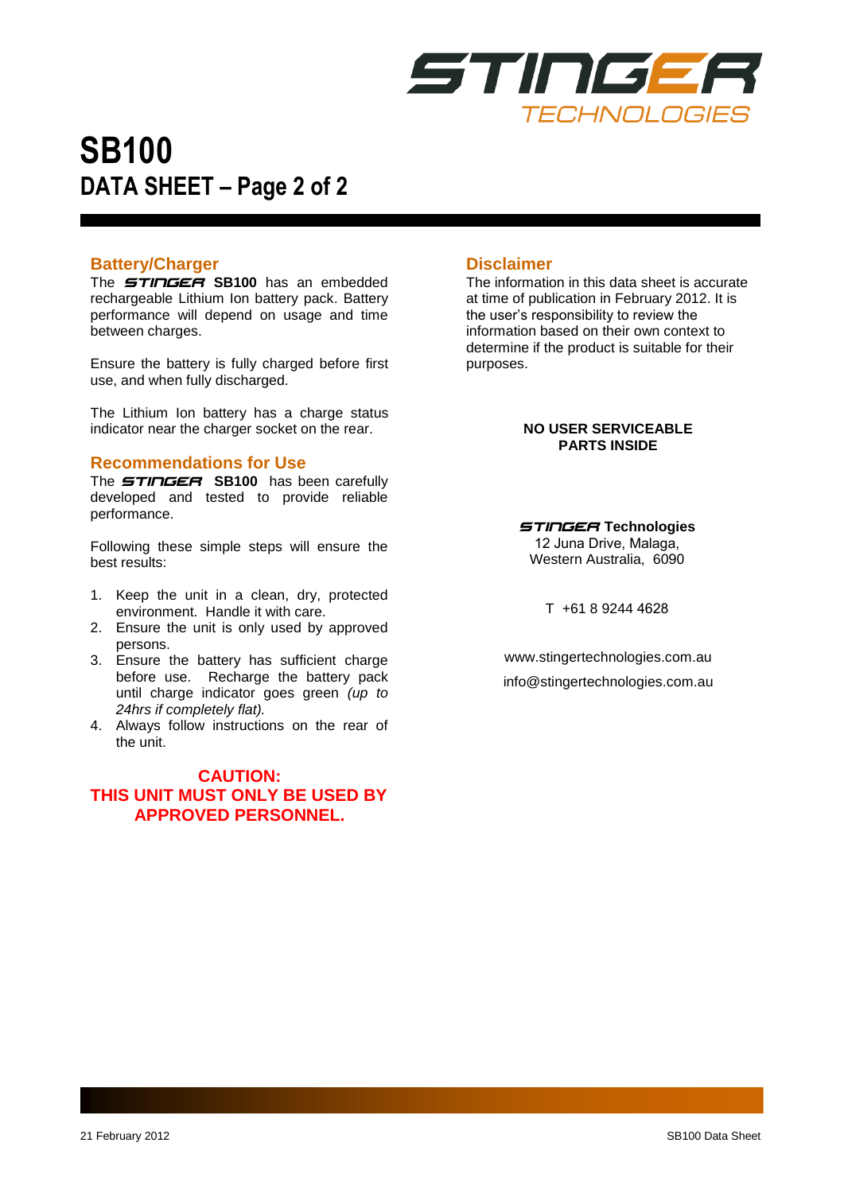# SB100

## DATA SHEET – Page 2 of 2

### Battery/Charger

The STINGER **SB100** has an embedded rechargeable Lithium Ion battery pack. Battery performance will depend on usage and time between charges.

Ensure the battery is fully charged before first use, and when fully discharged.

The Lithium Ion battery has a charge status indicator near the charger socket on the rear.

### Recommendations for Use

The STINGER **SB100** has been carefully developed and tested to provide reliable performance.

Following these simple steps will ensure the best results:

1. Keep the unit in a clean, dry, protected environment. Handle it with care.
2. Ensure the unit is only used by approved persons.
3. Ensure the battery has sufficient charge before use. Recharge the battery pack until charge indicator goes green *(up to 24hrs if completely flat).*
4. Always follow instructions on the rear of the unit.

**CAUTION:**
**THIS UNIT MUST ONLY BE USED BY APPROVED PERSONNEL.**

### Disclaimer

The information in this data sheet is accurate at time of publication in February 2012. It is the user's responsibility to review the information based on their own context to determine if the product is suitable for their purposes.

**NO USER SERVICEABLE PARTS INSIDE**

**STINGER Technologies**
12 Juna Drive, Malaga,
Western Australia, 6090

T +61 8 9244 4628

www.stingertechnologies.com.au
info@stingertechnologies.com.au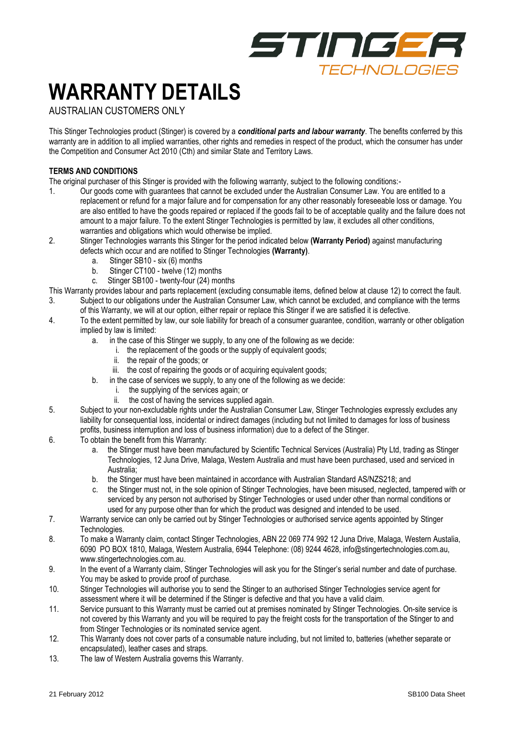STINGER TECHNOLOGIES

# WARRANTY DETAILS

AUSTRALIAN CUSTOMERS ONLY

This Stinger Technologies product (Stinger) is covered by a ***conditional parts and labour warranty***. The benefits conferred by this warranty are in addition to all implied warranties, other rights and remedies in respect of the product, which the consumer has under the Competition and Consumer Act 2010 (Cth) and similar State and Territory Laws.

**TERMS AND CONDITIONS**

The original purchaser of this Stinger is provided with the following warranty, subject to the following conditions:-

1. Our goods come with guarantees that cannot be excluded under the Australian Consumer Law. You are entitled to a replacement or refund for a major failure and for compensation for any other reasonably foreseeable loss or damage. You are also entitled to have the goods repaired or replaced if the goods fail to be of acceptable quality and the failure does not amount to a major failure. To the extent Stinger Technologies is permitted by law, it excludes all other conditions, warranties and obligations which would otherwise be implied.
2. Stinger Technologies warrants this Stinger for the period indicated below **(Warranty Period)** against manufacturing defects which occur and are notified to Stinger Technologies **(Warranty)**.
    a. Stinger SB10 - six (6) months
    b. Stinger CT100 - twelve (12) months
    c. Stinger SB100 - twenty-four (24) months

This Warranty provides labour and parts replacement (excluding consumable items, defined below at clause 12) to correct the fault.

3. Subject to our obligations under the Australian Consumer Law, which cannot be excluded, and compliance with the terms of this Warranty, we will at our option, either repair or replace this Stinger if we are satisfied it is defective.
4. To the extent permitted by law, our sole liability for breach of a consumer guarantee, condition, warranty or other obligation implied by law is limited:
    a. in the case of this Stinger we supply, to any one of the following as we decide:
        i. the replacement of the goods or the supply of equivalent goods;
        ii. the repair of the goods; or
        iii. the cost of repairing the goods or of acquiring equivalent goods;
    b. in the case of services we supply, to any one of the following as we decide:
        i. the supplying of the services again; or
        ii. the cost of having the services supplied again.
5. Subject to your non-excludable rights under the Australian Consumer Law, Stinger Technologies expressly excludes any liability for consequential loss, incidental or indirect damages (including but not limited to damages for loss of business profits, business interruption and loss of business information) due to a defect of the Stinger.
6. To obtain the benefit from this Warranty:
    a. the Stinger must have been manufactured by Scientific Technical Services (Australia) Pty Ltd, trading as Stinger Technologies, 12 Juna Drive, Malaga, Western Australia and must have been purchased, used and serviced in Australia;
    b. the Stinger must have been maintained in accordance with Australian Standard AS/NZS218; and
    c. the Stinger must not, in the sole opinion of Stinger Technologies, have been misused, neglected, tampered with or serviced by any person not authorised by Stinger Technologies or used under other than normal conditions or used for any purpose other than for which the product was designed and intended to be used.
7. Warranty service can only be carried out by Stinger Technologies or authorised service agents appointed by Stinger Technologies.
8. To make a Warranty claim, contact Stinger Technologies, ABN 22 069 774 992 12 Juna Drive, Malaga, Western Austalia, 6090 PO BOX 1810, Malaga, Western Australia, 6944 Telephone: (08) 9244 4628, info@stingertechnologies.com.au, www.stingertechnologies.com.au.
9. In the event of a Warranty claim, Stinger Technologies will ask you for the Stinger's serial number and date of purchase. You may be asked to provide proof of purchase.
10. Stinger Technologies will authorise you to send the Stinger to an authorised Stinger Technologies service agent for assessment where it will be determined if the Stinger is defective and that you have a valid claim.
11. Service pursuant to this Warranty must be carried out at premises nominated by Stinger Technologies. On-site service is not covered by this Warranty and you will be required to pay the freight costs for the transportation of the Stinger to and from Stinger Technologies or its nominated service agent.
12. This Warranty does not cover parts of a consumable nature including, but not limited to, batteries (whether separate or encapsulated), leather cases and straps.
13. The law of Western Australia governs this Warranty.

21 February 2012 SB100 Data Sheet